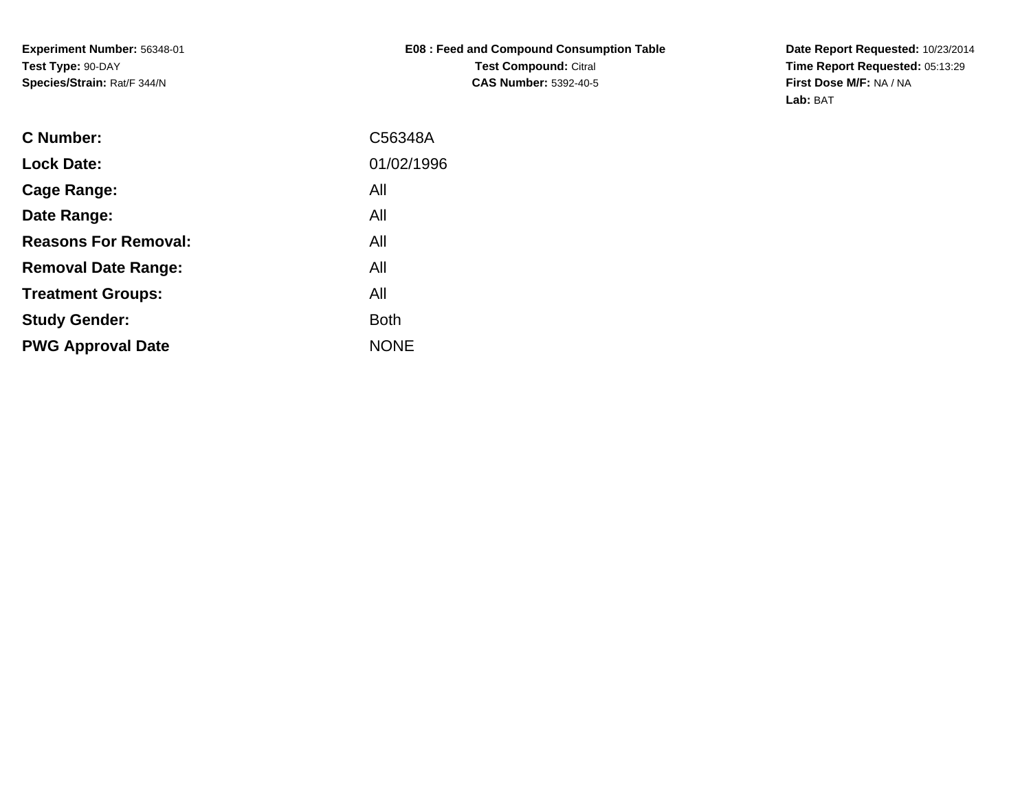**Experiment Number:** 56348-01
**Test Type:** 90-DAY
**Species/Strain:** Rat/F 344/N

**E08 : Feed and Compound Consumption Table**
**Test Compound:** Citral
**CAS Number:** 5392-40-5

**Date Report Requested:** 10/23/2014
**Time Report Requested:** 05:13:29
**First Dose M/F:** NA / NA
**Lab:** BAT

| | |
|---|---|
| **C Number:** | C56348A |
| **Lock Date:** | 01/02/1996 |
| **Cage Range:** | All |
| **Date Range:** | All |
| **Reasons For Removal:** | All |
| **Removal Date Range:** | All |
| **Treatment Groups:** | All |
| **Study Gender:** | Both |
| **PWG Approval Date** | NONE |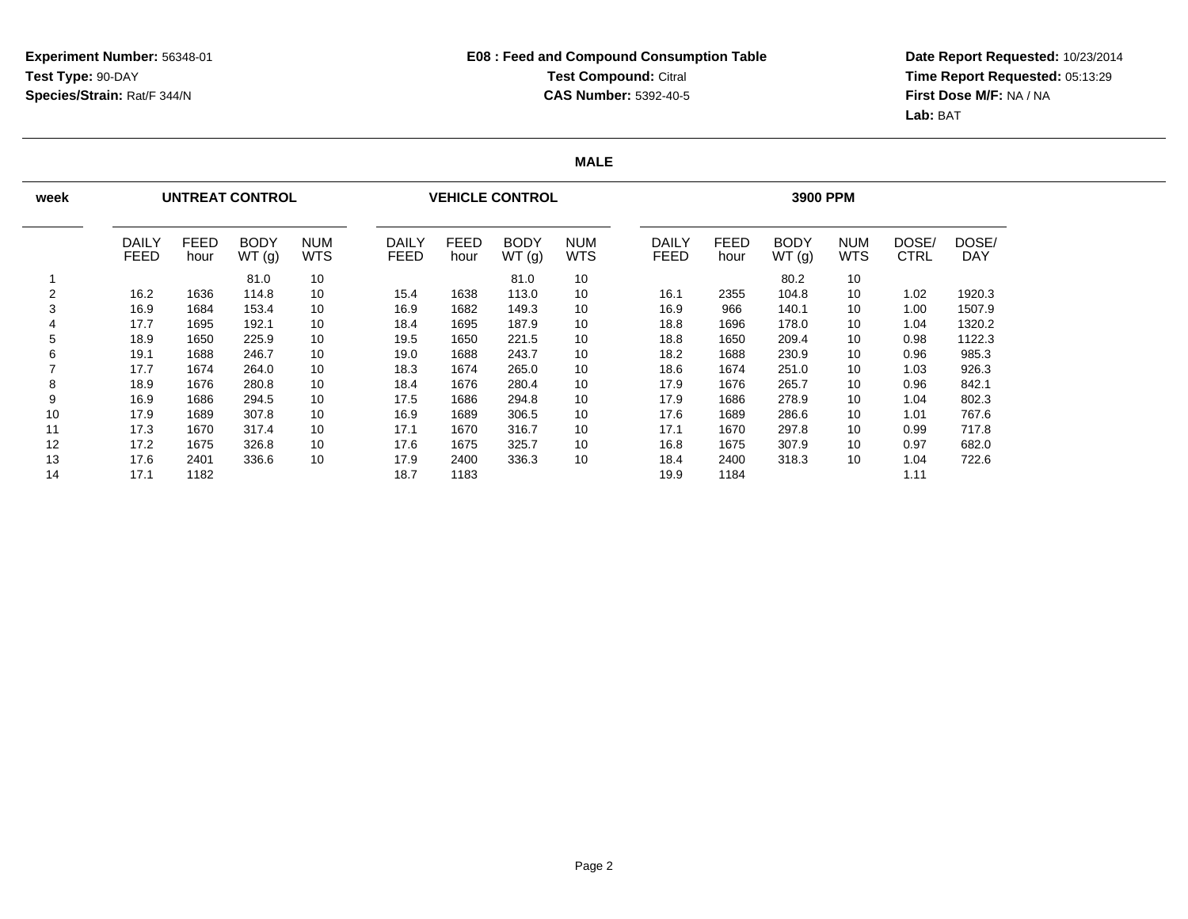**Experiment Number:** 56348-01
**Test Type:** 90-DAY
**Species/Strain:** Rat/F 344/N

**E08 : Feed and Compound Consumption Table**
**Test Compound:** Citral
**CAS Number:** 5392-40-5

**Date Report Requested:** 10/23/2014
**Time Report Requested:** 05:13:29
**First Dose M/F:** NA / NA
**Lab:** BAT

## MALE

| week | UNTREAT CONTROL | | | | VEHICLE CONTROL | | | | 3900 PPM | | | | | |
|---|---|---|---|---|---|---|---|---|---|---|---|---|---|---|
| | DAILY FEED | FEED hour | BODY WT (g) | NUM WTS | DAILY FEED | FEED hour | BODY WT (g) | NUM WTS | DAILY FEED | FEED hour | BODY WT (g) | NUM WTS | DOSE/ CTRL | DOSE/ DAY |
| 1 | | | 81.0 | 10 | | | 81.0 | 10 | | | 80.2 | 10 | | |
| 2 | 16.2 | 1636 | 114.8 | 10 | 15.4 | 1638 | 113.0 | 10 | 16.1 | 2355 | 104.8 | 10 | 1.02 | 1920.3 |
| 3 | 16.9 | 1684 | 153.4 | 10 | 16.9 | 1682 | 149.3 | 10 | 16.9 | 966 | 140.1 | 10 | 1.00 | 1507.9 |
| 4 | 17.7 | 1695 | 192.1 | 10 | 18.4 | 1695 | 187.9 | 10 | 18.8 | 1696 | 178.0 | 10 | 1.04 | 1320.2 |
| 5 | 18.9 | 1650 | 225.9 | 10 | 19.5 | 1650 | 221.5 | 10 | 18.8 | 1650 | 209.4 | 10 | 0.98 | 1122.3 |
| 6 | 19.1 | 1688 | 246.7 | 10 | 19.0 | 1688 | 243.7 | 10 | 18.2 | 1688 | 230.9 | 10 | 0.96 | 985.3 |
| 7 | 17.7 | 1674 | 264.0 | 10 | 18.3 | 1674 | 265.0 | 10 | 18.6 | 1674 | 251.0 | 10 | 1.03 | 926.3 |
| 8 | 18.9 | 1676 | 280.8 | 10 | 18.4 | 1676 | 280.4 | 10 | 17.9 | 1676 | 265.7 | 10 | 0.96 | 842.1 |
| 9 | 16.9 | 1686 | 294.5 | 10 | 17.5 | 1686 | 294.8 | 10 | 17.9 | 1686 | 278.9 | 10 | 1.04 | 802.3 |
| 10 | 17.9 | 1689 | 307.8 | 10 | 16.9 | 1689 | 306.5 | 10 | 17.6 | 1689 | 286.6 | 10 | 1.01 | 767.6 |
| 11 | 17.3 | 1670 | 317.4 | 10 | 17.1 | 1670 | 316.7 | 10 | 17.1 | 1670 | 297.8 | 10 | 0.99 | 717.8 |
| 12 | 17.2 | 1675 | 326.8 | 10 | 17.6 | 1675 | 325.7 | 10 | 16.8 | 1675 | 307.9 | 10 | 0.97 | 682.0 |
| 13 | 17.6 | 2401 | 336.6 | 10 | 17.9 | 2400 | 336.3 | 10 | 18.4 | 2400 | 318.3 | 10 | 1.04 | 722.6 |
| 14 | 17.1 | 1182 | | | 18.7 | 1183 | | | 19.9 | 1184 | | | 1.11 | |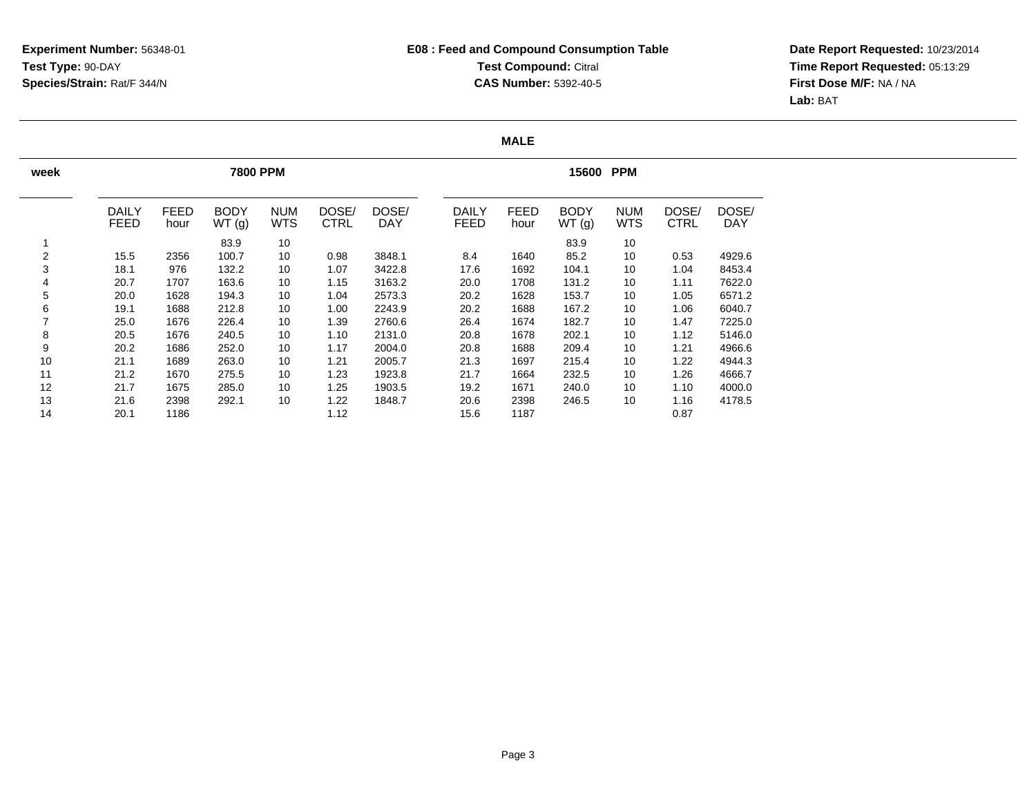**Experiment Number:** 56348-01
**Test Type:** 90-DAY
**Species/Strain:** Rat/F 344/N

**E08 : Feed and Compound Consumption Table**
**Test Compound:** Citral
**CAS Number:** 5392-40-5

**Date Report Requested:** 10/23/2014
**Time Report Requested:** 05:13:29
**First Dose M/F:** NA / NA
**Lab:** BAT

**MALE**

| week | 7800 PPM | | | | | | 15600 PPM | | | | | |
|---|---|---|---|---|---|---|---|---|---|---|---|---|
| | DAILY FEED | FEED hour | BODY WT (g) | NUM WTS | DOSE/ CTRL | DOSE/ DAY | DAILY FEED | FEED hour | BODY WT (g) | NUM WTS | DOSE/ CTRL | DOSE/ DAY |
| 1 | | | 83.9 | 10 | | | | | 83.9 | 10 | | |
| 2 | 15.5 | 2356 | 100.7 | 10 | 0.98 | 3848.1 | 8.4 | 1640 | 85.2 | 10 | 0.53 | 4929.6 |
| 3 | 18.1 | 976 | 132.2 | 10 | 1.07 | 3422.8 | 17.6 | 1692 | 104.1 | 10 | 1.04 | 8453.4 |
| 4 | 20.7 | 1707 | 163.6 | 10 | 1.15 | 3163.2 | 20.0 | 1708 | 131.2 | 10 | 1.11 | 7622.0 |
| 5 | 20.0 | 1628 | 194.3 | 10 | 1.04 | 2573.3 | 20.2 | 1628 | 153.7 | 10 | 1.05 | 6571.2 |
| 6 | 19.1 | 1688 | 212.8 | 10 | 1.00 | 2243.9 | 20.2 | 1688 | 167.2 | 10 | 1.06 | 6040.7 |
| 7 | 25.0 | 1676 | 226.4 | 10 | 1.39 | 2760.6 | 26.4 | 1674 | 182.7 | 10 | 1.47 | 7225.0 |
| 8 | 20.5 | 1676 | 240.5 | 10 | 1.10 | 2131.0 | 20.8 | 1678 | 202.1 | 10 | 1.12 | 5146.0 |
| 9 | 20.2 | 1686 | 252.0 | 10 | 1.17 | 2004.0 | 20.8 | 1688 | 209.4 | 10 | 1.21 | 4966.6 |
| 10 | 21.1 | 1689 | 263.0 | 10 | 1.21 | 2005.7 | 21.3 | 1697 | 215.4 | 10 | 1.22 | 4944.3 |
| 11 | 21.2 | 1670 | 275.5 | 10 | 1.23 | 1923.8 | 21.7 | 1664 | 232.5 | 10 | 1.26 | 4666.7 |
| 12 | 21.7 | 1675 | 285.0 | 10 | 1.25 | 1903.5 | 19.2 | 1671 | 240.0 | 10 | 1.10 | 4000.0 |
| 13 | 21.6 | 2398 | 292.1 | 10 | 1.22 | 1848.7 | 20.6 | 2398 | 246.5 | 10 | 1.16 | 4178.5 |
| 14 | 20.1 | 1186 | | | 1.12 | | 15.6 | 1187 | | | 0.87 | |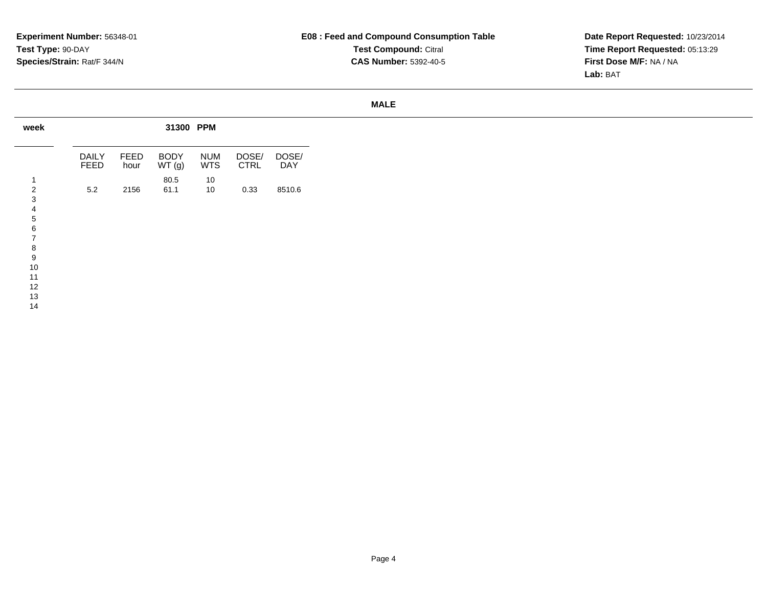**Experiment Number:** 56348-01
**Test Type:** 90-DAY
**Species/Strain:** Rat/F 344/N

**E08 : Feed and Compound Consumption Table**
**Test Compound:** Citral
**CAS Number:** 5392-40-5

**Date Report Requested:** 10/23/2014
**Time Report Requested:** 05:13:29
**First Dose M/F:** NA / NA
**Lab:** BAT

**MALE**

| week | 31300 PPM | | | | | |
|---|---|---|---|---|---|---|
| | DAILY FEED | FEED hour | BODY WT (g) | NUM WTS | DOSE/ CTRL | DOSE/ DAY |
| 1 | | | 80.5 | 10 | | |
| 2 | 5.2 | 2156 | 61.1 | 10 | 0.33 | 8510.6 |
| 3 | | | | | | |
| 4 | | | | | | |
| 5 | | | | | | |
| 6 | | | | | | |
| 7 | | | | | | |
| 8 | | | | | | |
| 9 | | | | | | |
| 10 | | | | | | |
| 11 | | | | | | |
| 12 | | | | | | |
| 13 | | | | | | |
| 14 | | | | | | |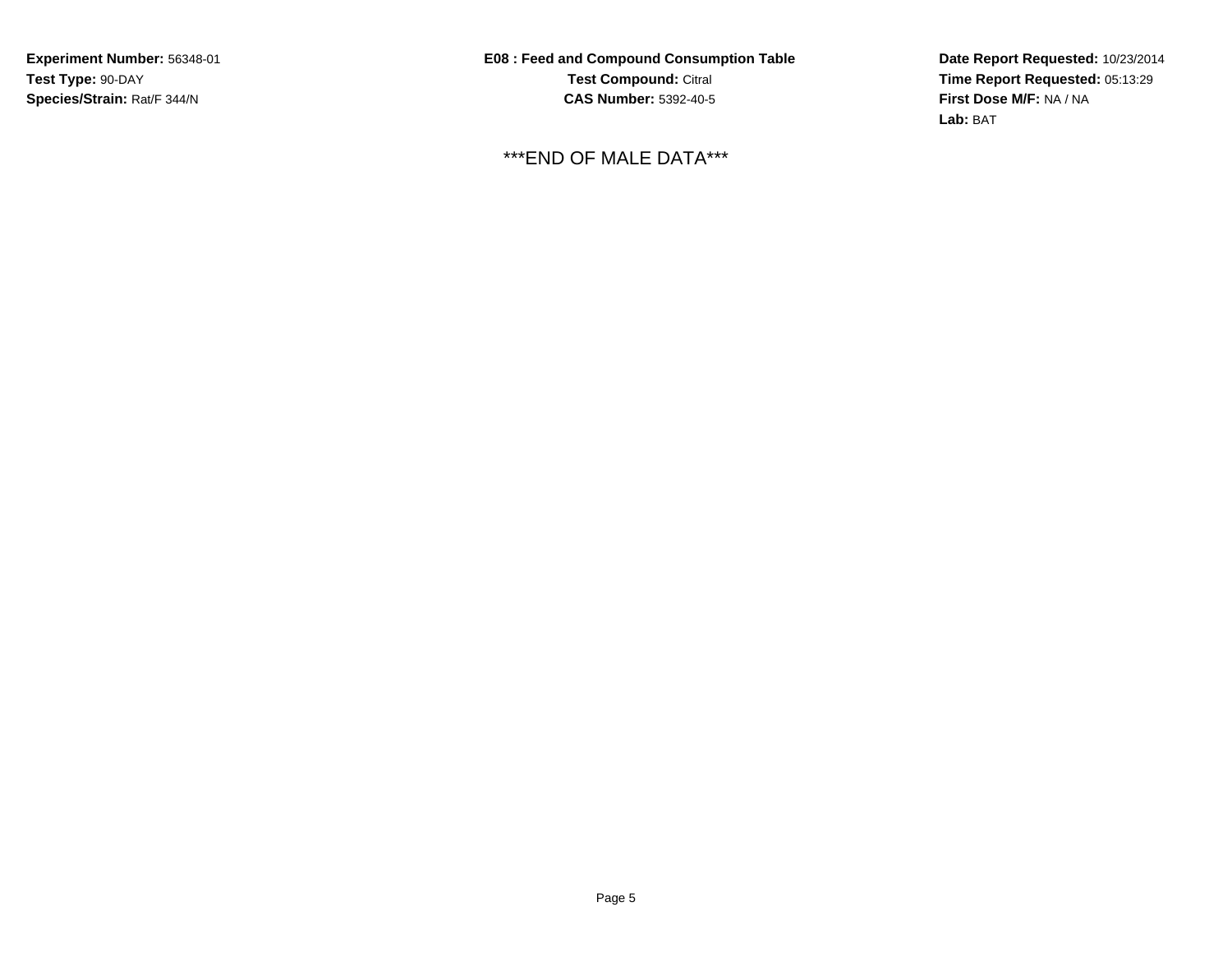**Experiment Number:** 56348-01
**Test Type:** 90-DAY
**Species/Strain:** Rat/F 344/N

**E08 : Feed and Compound Consumption Table**
**Test Compound:** Citral
**CAS Number:** 5392-40-5

**Date Report Requested:** 10/23/2014
**Time Report Requested:** 05:13:29
**First Dose M/F:** NA / NA
**Lab:** BAT

***END OF MALE DATA***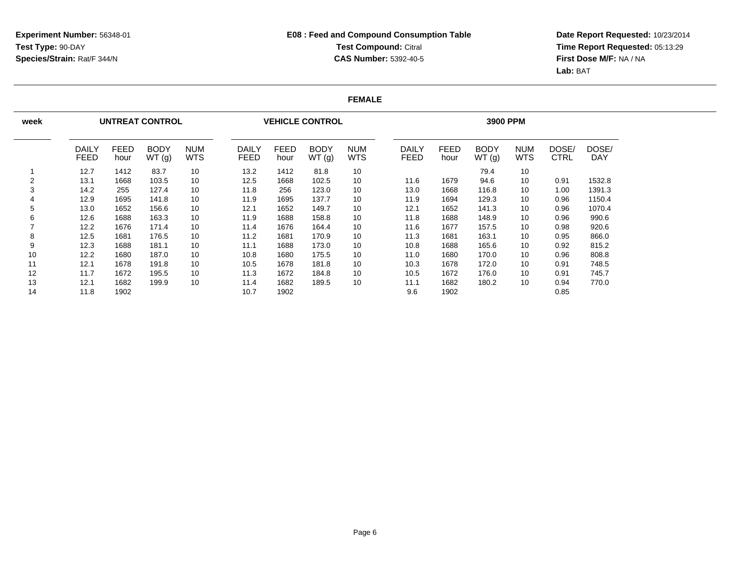**Experiment Number:** 56348-01
**Test Type:** 90-DAY
**Species/Strain:** Rat/F 344/N

**E08 : Feed and Compound Consumption Table**
**Test Compound:** Citral
**CAS Number:** 5392-40-5

**Date Report Requested:** 10/23/2014
**Time Report Requested:** 05:13:29
**First Dose M/F:** NA / NA
**Lab:** BAT

**FEMALE**

| week | UNTREAT CONTROL | | | | VEHICLE CONTROL | | | | 3900 PPM | | | | | |
|---|---|---|---|---|---|---|---|---|---|---|---|---|---|---|
| | DAILY FEED | FEED hour | BODY WT (g) | NUM WTS | DAILY FEED | FEED hour | BODY WT (g) | NUM WTS | DAILY FEED | FEED hour | BODY WT (g) | NUM WTS | DOSE/ CTRL | DOSE/ DAY |
| 1 | 12.7 | 1412 | 83.7 | 10 | 13.2 | 1412 | 81.8 | 10 | | | 79.4 | 10 | | |
| 2 | 13.1 | 1668 | 103.5 | 10 | 12.5 | 1668 | 102.5 | 10 | 11.6 | 1679 | 94.6 | 10 | 0.91 | 1532.8 |
| 3 | 14.2 | 255 | 127.4 | 10 | 11.8 | 256 | 123.0 | 10 | 13.0 | 1668 | 116.8 | 10 | 1.00 | 1391.3 |
| 4 | 12.9 | 1695 | 141.8 | 10 | 11.9 | 1695 | 137.7 | 10 | 11.9 | 1694 | 129.3 | 10 | 0.96 | 1150.4 |
| 5 | 13.0 | 1652 | 156.6 | 10 | 12.1 | 1652 | 149.7 | 10 | 12.1 | 1652 | 141.3 | 10 | 0.96 | 1070.4 |
| 6 | 12.6 | 1688 | 163.3 | 10 | 11.9 | 1688 | 158.8 | 10 | 11.8 | 1688 | 148.9 | 10 | 0.96 | 990.6 |
| 7 | 12.2 | 1676 | 171.4 | 10 | 11.4 | 1676 | 164.4 | 10 | 11.6 | 1677 | 157.5 | 10 | 0.98 | 920.6 |
| 8 | 12.5 | 1681 | 176.5 | 10 | 11.2 | 1681 | 170.9 | 10 | 11.3 | 1681 | 163.1 | 10 | 0.95 | 866.0 |
| 9 | 12.3 | 1688 | 181.1 | 10 | 11.1 | 1688 | 173.0 | 10 | 10.8 | 1688 | 165.6 | 10 | 0.92 | 815.2 |
| 10 | 12.2 | 1680 | 187.0 | 10 | 10.8 | 1680 | 175.5 | 10 | 11.0 | 1680 | 170.0 | 10 | 0.96 | 808.8 |
| 11 | 12.1 | 1678 | 191.8 | 10 | 10.5 | 1678 | 181.8 | 10 | 10.3 | 1678 | 172.0 | 10 | 0.91 | 748.5 |
| 12 | 11.7 | 1672 | 195.5 | 10 | 11.3 | 1672 | 184.8 | 10 | 10.5 | 1672 | 176.0 | 10 | 0.91 | 745.7 |
| 13 | 12.1 | 1682 | 199.9 | 10 | 11.4 | 1682 | 189.5 | 10 | 11.1 | 1682 | 180.2 | 10 | 0.94 | 770.0 |
| 14 | 11.8 | 1902 | | | 10.7 | 1902 | | | 9.6 | 1902 | | | 0.85 | |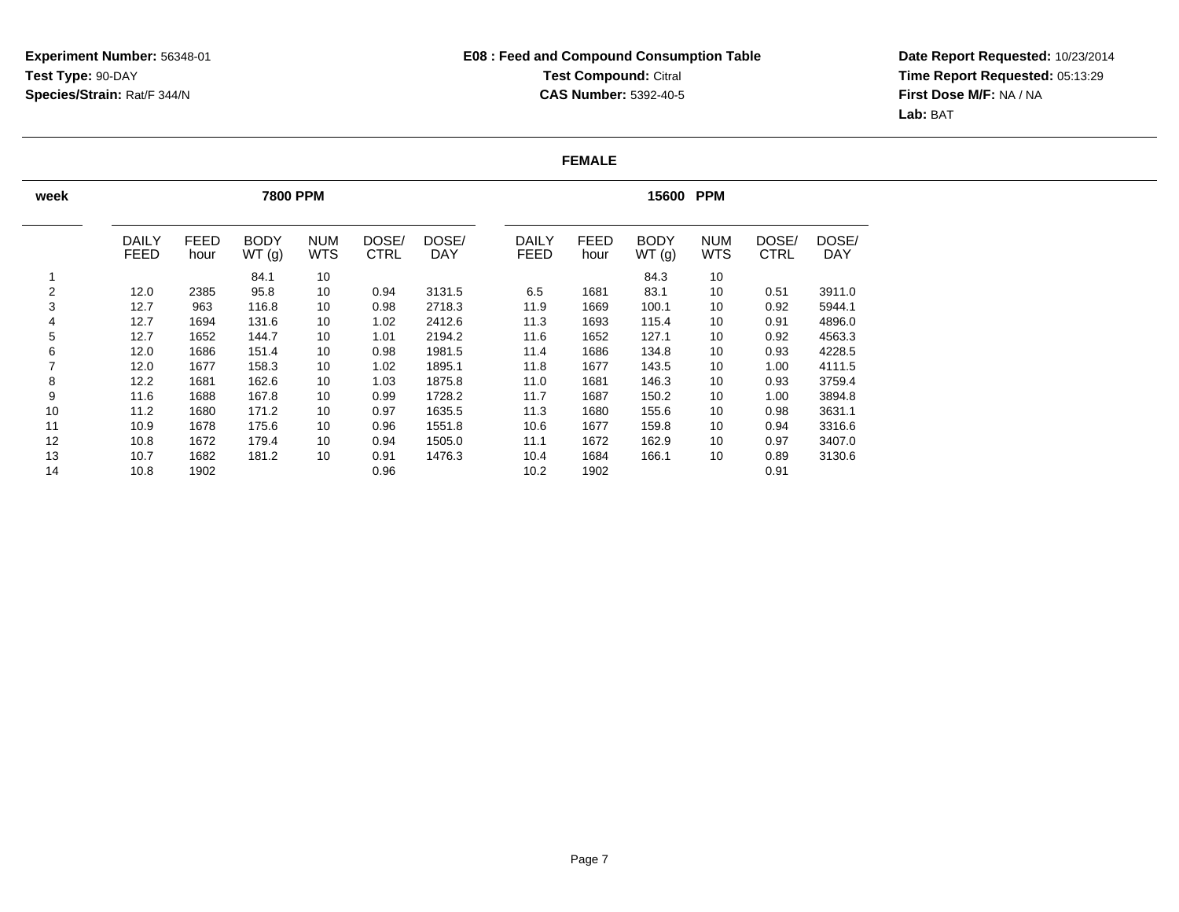**Experiment Number:** 56348-01
**Test Type:** 90-DAY
**Species/Strain:** Rat/F 344/N

**E08 : Feed and Compound Consumption Table**
**Test Compound:** Citral
**CAS Number:** 5392-40-5

**Date Report Requested:** 10/23/2014
**Time Report Requested:** 05:13:29
**First Dose M/F:** NA / NA
**Lab:** BAT

## FEMALE

| week | 7800 PPM | | | | | | 15600 PPM | | | | | |
|---|---|---|---|---|---|---|---|---|---|---|---|---|
| | DAILY FEED | FEED hour | BODY WT (g) | NUM WTS | DOSE/ CTRL | DOSE/ DAY | DAILY FEED | FEED hour | BODY WT (g) | NUM WTS | DOSE/ CTRL | DOSE/ DAY |
| 1 | | | 84.1 | 10 | | | | | 84.3 | 10 | | |
| 2 | 12.0 | 2385 | 95.8 | 10 | 0.94 | 3131.5 | 6.5 | 1681 | 83.1 | 10 | 0.51 | 3911.0 |
| 3 | 12.7 | 963 | 116.8 | 10 | 0.98 | 2718.3 | 11.9 | 1669 | 100.1 | 10 | 0.92 | 5944.1 |
| 4 | 12.7 | 1694 | 131.6 | 10 | 1.02 | 2412.6 | 11.3 | 1693 | 115.4 | 10 | 0.91 | 4896.0 |
| 5 | 12.7 | 1652 | 144.7 | 10 | 1.01 | 2194.2 | 11.6 | 1652 | 127.1 | 10 | 0.92 | 4563.3 |
| 6 | 12.0 | 1686 | 151.4 | 10 | 0.98 | 1981.5 | 11.4 | 1686 | 134.8 | 10 | 0.93 | 4228.5 |
| 7 | 12.0 | 1677 | 158.3 | 10 | 1.02 | 1895.1 | 11.8 | 1677 | 143.5 | 10 | 1.00 | 4111.5 |
| 8 | 12.2 | 1681 | 162.6 | 10 | 1.03 | 1875.8 | 11.0 | 1681 | 146.3 | 10 | 0.93 | 3759.4 |
| 9 | 11.6 | 1688 | 167.8 | 10 | 0.99 | 1728.2 | 11.7 | 1687 | 150.2 | 10 | 1.00 | 3894.8 |
| 10 | 11.2 | 1680 | 171.2 | 10 | 0.97 | 1635.5 | 11.3 | 1680 | 155.6 | 10 | 0.98 | 3631.1 |
| 11 | 10.9 | 1678 | 175.6 | 10 | 0.96 | 1551.8 | 10.6 | 1677 | 159.8 | 10 | 0.94 | 3316.6 |
| 12 | 10.8 | 1672 | 179.4 | 10 | 0.94 | 1505.0 | 11.1 | 1672 | 162.9 | 10 | 0.97 | 3407.0 |
| 13 | 10.7 | 1682 | 181.2 | 10 | 0.91 | 1476.3 | 10.4 | 1684 | 166.1 | 10 | 0.89 | 3130.6 |
| 14 | 10.8 | 1902 | | | 0.96 | | 10.2 | 1902 | | | 0.91 | |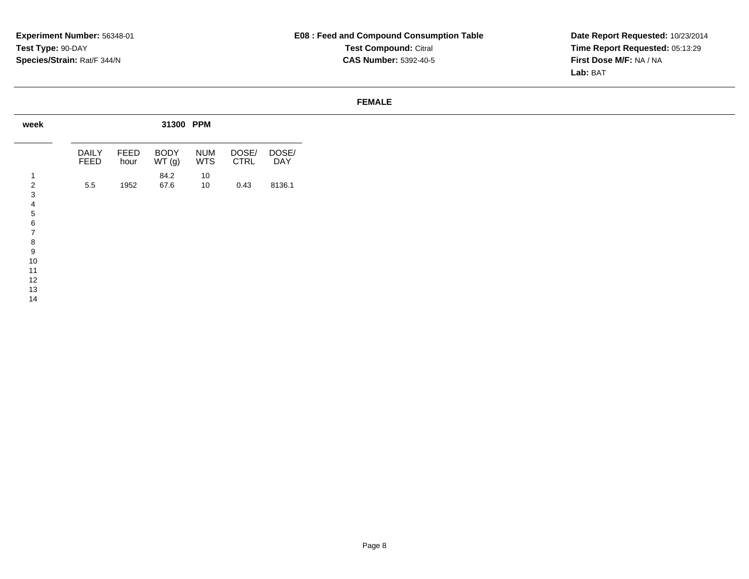**Experiment Number:** 56348-01
**Test Type:** 90-DAY
**Species/Strain:** Rat/F 344/N

**E08 : Feed and Compound Consumption Table**
**Test Compound:** Citral
**CAS Number:** 5392-40-5

**Date Report Requested:** 10/23/2014
**Time Report Requested:** 05:13:29
**First Dose M/F:** NA / NA
**Lab:** BAT

**FEMALE**

| week | 31300 PPM | | | | | |
|---|---|---|---|---|---|---|
| | DAILY FEED | FEED hour | BODY WT (g) | NUM WTS | DOSE/ CTRL | DOSE/ DAY |
| 1 | | | 84.2 | 10 | | |
| 2 | 5.5 | 1952 | 67.6 | 10 | 0.43 | 8136.1 |
| 3 | | | | | | |
| 4 | | | | | | |
| 5 | | | | | | |
| 6 | | | | | | |
| 7 | | | | | | |
| 8 | | | | | | |
| 9 | | | | | | |
| 10 | | | | | | |
| 11 | | | | | | |
| 12 | | | | | | |
| 13 | | | | | | |
| 14 | | | | | | |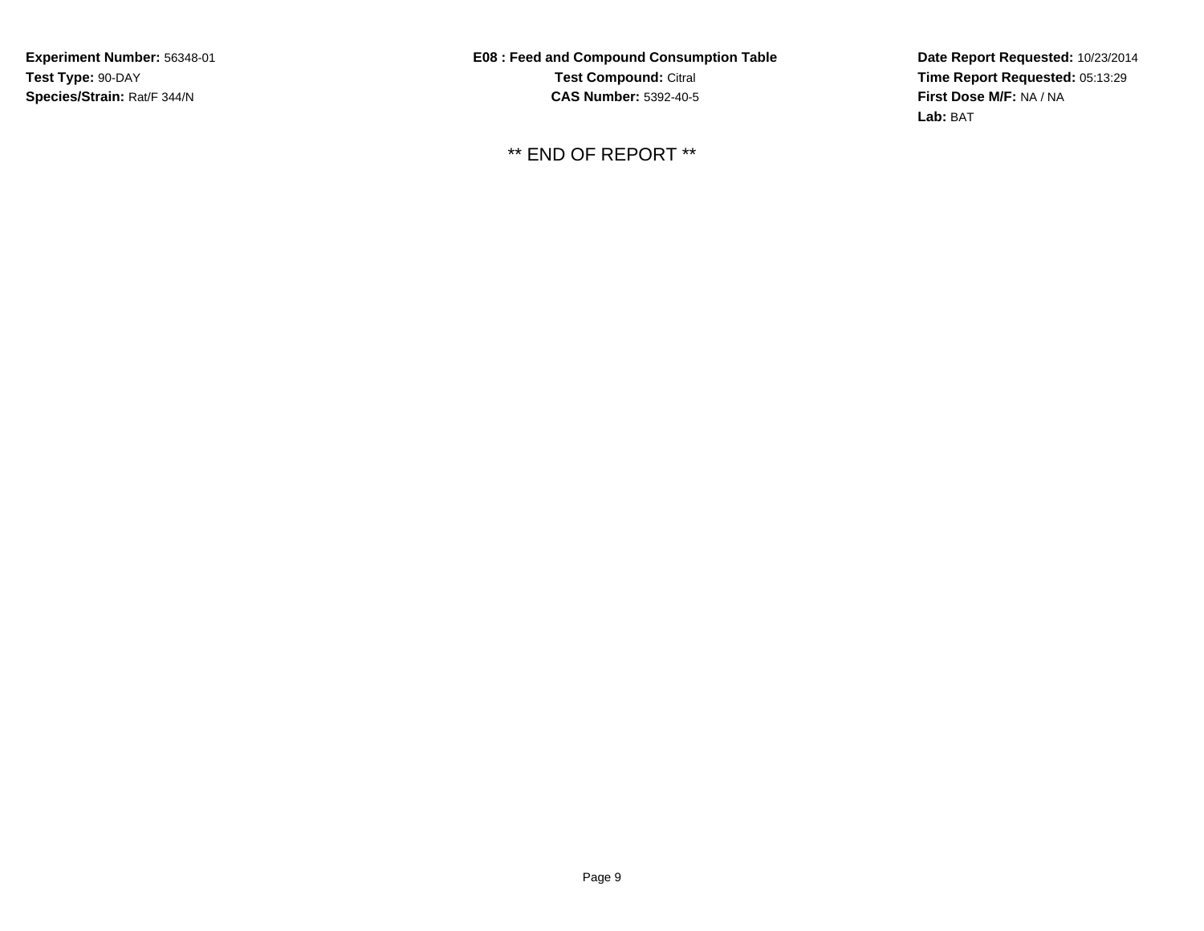**Experiment Number:** 56348-01
**Test Type:** 90-DAY
**Species/Strain:** Rat/F 344/N

**E08 : Feed and Compound Consumption Table**
**Test Compound:** Citral
**CAS Number:** 5392-40-5

**Date Report Requested:** 10/23/2014
**Time Report Requested:** 05:13:29
**First Dose M/F:** NA / NA
**Lab:** BAT

** END OF REPORT **